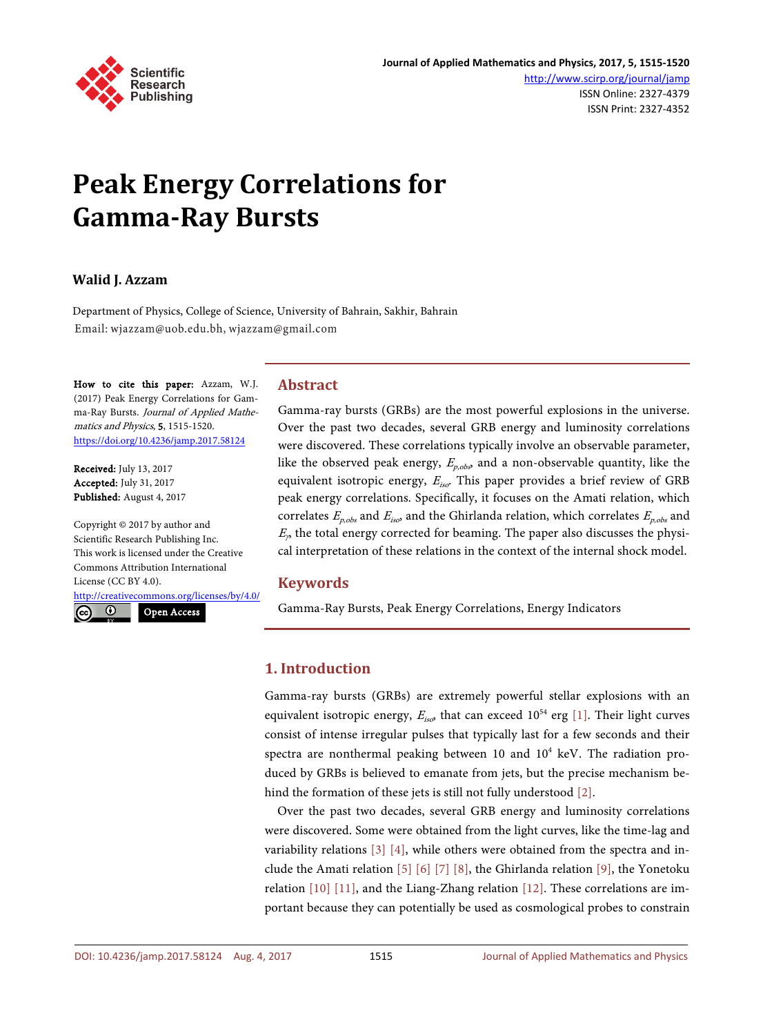# Peak Energy Correlations for Gamma-Ray Bursts

**Walid J. Azzam**

Department of Physics, College of Science, University of Bahrain, Sakhir, Bahrain
Email: wjazzam@uob.edu.bh, wjazzam@gmail.com

**How to cite this paper:** Azzam, W.J. (2017) Peak Energy Correlations for Gamma-Ray Bursts. *Journal of Applied Mathematics and Physics*, **5**, 1515-1520.
https://doi.org/10.4236/jamp.2017.58124

**Received:** July 13, 2017
**Accepted:** July 31, 2017
**Published:** August 4, 2017

Copyright © 2017 by author and Scientific Research Publishing Inc.
This work is licensed under the Creative Commons Attribution International License (CC BY 4.0).
http://creativecommons.org/licenses/by/4.0/

Open Access

## Abstract

Gamma-ray bursts (GRBs) are the most powerful explosions in the universe. Over the past two decades, several GRB energy and luminosity correlations were discovered. These correlations typically involve an observable parameter, like the observed peak energy, $E_{p,obs}$, and a non-observable quantity, like the equivalent isotropic energy, $E_{iso}$. This paper provides a brief review of GRB peak energy correlations. Specifically, it focuses on the Amati relation, which correlates $E_{p,obs}$ and $E_{iso}$, and the Ghirlanda relation, which correlates $E_{p,obs}$ and $E_{\gamma}$, the total energy corrected for beaming. The paper also discusses the physical interpretation of these relations in the context of the internal shock model.

## Keywords

Gamma-Ray Bursts, Peak Energy Correlations, Energy Indicators

## 1. Introduction

Gamma-ray bursts (GRBs) are extremely powerful stellar explosions with an equivalent isotropic energy, $E_{iso}$, that can exceed $10^{54}$ erg [1]. Their light curves consist of intense irregular pulses that typically last for a few seconds and their spectra are nonthermal peaking between 10 and $10^{4}$ keV. The radiation produced by GRBs is believed to emanate from jets, but the precise mechanism behind the formation of these jets is still not fully understood [2].

Over the past two decades, several GRB energy and luminosity correlations were discovered. Some were obtained from the light curves, like the time-lag and variability relations [3] [4], while others were obtained from the spectra and include the Amati relation [5] [6] [7] [8], the Ghirlanda relation [9], the Yonetoku relation [10] [11], and the Liang-Zhang relation [12]. These correlations are important because they can potentially be used as cosmological probes to constrain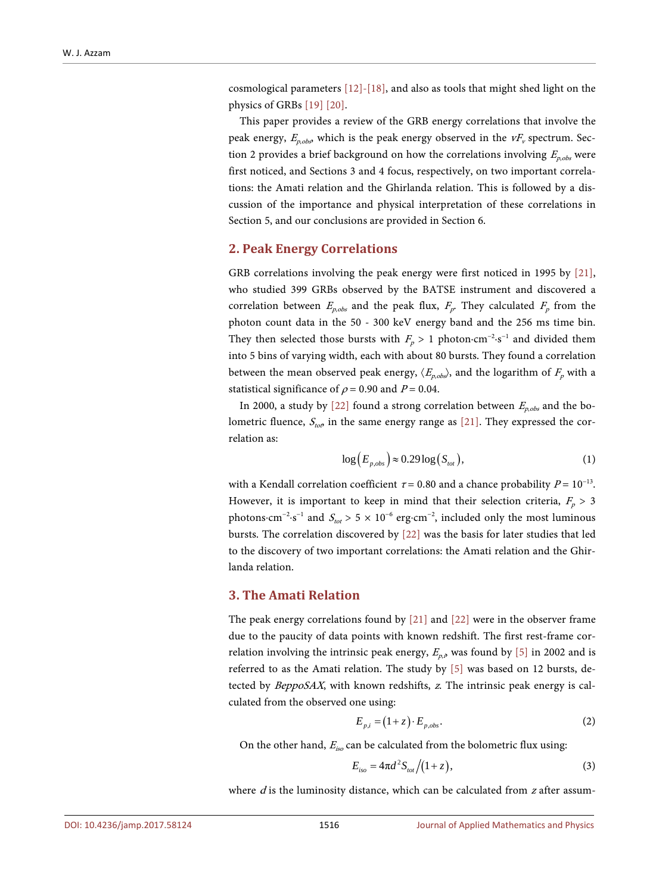cosmological parameters [12]-[18], and also as tools that might shed light on the physics of GRBs [19] [20].

This paper provides a review of the GRB energy correlations that involve the peak energy, $E_{p,obs}$, which is the peak energy observed in the $\nu F_\nu$ spectrum. Section 2 provides a brief background on how the correlations involving $E_{p,obs}$ were first noticed, and Sections 3 and 4 focus, respectively, on two important correlations: the Amati relation and the Ghirlanda relation. This is followed by a discussion of the importance and physical interpretation of these correlations in Section 5, and our conclusions are provided in Section 6.

## 2. Peak Energy Correlations

GRB correlations involving the peak energy were first noticed in 1995 by [21], who studied 399 GRBs observed by the BATSE instrument and discovered a correlation between $E_{p,obs}$ and the peak flux, $F_p$. They calculated $F_p$ from the photon count data in the 50 - 300 keV energy band and the 256 ms time bin. They then selected those bursts with $F_p > 1$ photon·cm$^{-2}$·s$^{-1}$ and divided them into 5 bins of varying width, each with about 80 bursts. They found a correlation between the mean observed peak energy, $\langle E_{p,obs}\rangle$, and the logarithm of $F_p$ with a statistical significance of $\rho = 0.90$ and $P = 0.04$.

In 2000, a study by [22] found a strong correlation between $E_{p,obs}$ and the bolometric fluence, $S_{tot}$, in the same energy range as [21]. They expressed the correlation as:

$$\log\left(E_{p,obs}\right) \approx 0.29\log\left(S_{tot}\right), \tag{1}$$

with a Kendall correlation coefficient $\tau = 0.80$ and a chance probability $P = 10^{-13}$. However, it is important to keep in mind that their selection criteria, $F_p > 3$ photons·cm$^{-2}$·s$^{-1}$ and $S_{tot} > 5 \times 10^{-6}$ erg·cm$^{-2}$, included only the most luminous bursts. The correlation discovered by [22] was the basis for later studies that led to the discovery of two important correlations: the Amati relation and the Ghirlanda relation.

## 3. The Amati Relation

The peak energy correlations found by [21] and [22] were in the observer frame due to the paucity of data points with known redshift. The first rest-frame correlation involving the intrinsic peak energy, $E_{p,i}$, was found by [5] in 2002 and is referred to as the Amati relation. The study by [5] was based on 12 bursts, detected by *BeppoSAX*, with known redshifts, $z$. The intrinsic peak energy is calculated from the observed one using:

$$E_{p,i} = (1+z)\cdot E_{p,obs}. \tag{2}$$

On the other hand, $E_{iso}$ can be calculated from the bolometric flux using:

$$E_{iso} = 4\pi d^2 S_{tot}/(1+z), \tag{3}$$

where $d$ is the luminosity distance, which can be calculated from $z$ after assum-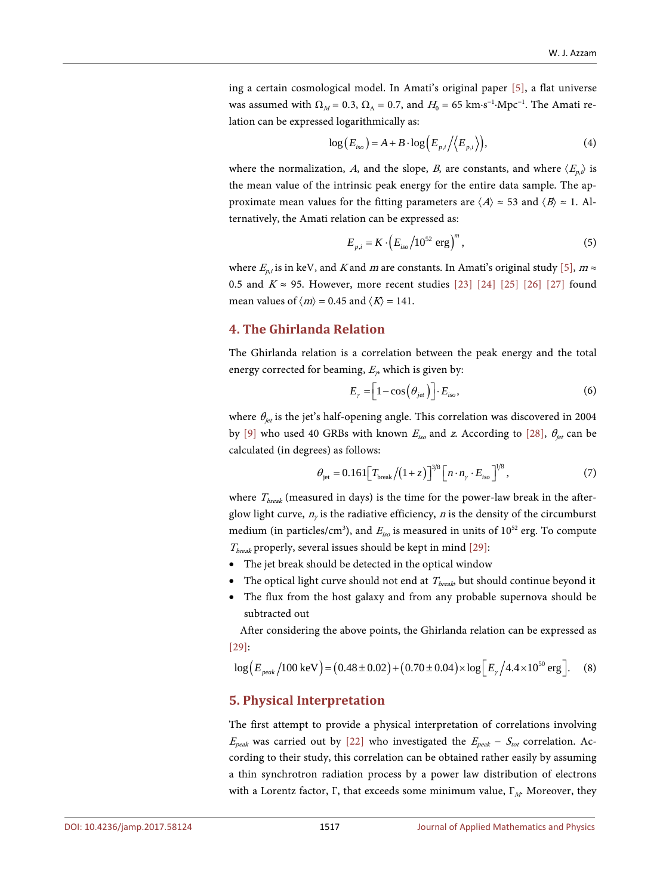ing a certain cosmological model. In Amati's original paper [5], a flat universe was assumed with $\Omega_M = 0.3$, $\Omega_\Lambda = 0.7$, and $H_0 = 65\ \text{km}\cdot\text{s}^{-1}\cdot\text{Mpc}^{-1}$. The Amati relation can be expressed logarithmically as:

$$\log\left(E_{iso}\right) = A + B\cdot\log\left(E_{p,i}/\left\langle E_{p,i}\right\rangle\right), \tag{4}$$

where the normalization, $A$, and the slope, $B$, are constants, and where $\langle E_{p,i}\rangle$ is the mean value of the intrinsic peak energy for the entire data sample. The approximate mean values for the fitting parameters are $\langle A\rangle \approx 53$ and $\langle B\rangle \approx 1$. Alternatively, the Amati relation can be expressed as:

$$E_{p,i} = K\cdot\left(E_{iso}/10^{52}\ \text{erg}\right)^m, \tag{5}$$

where $E_{p,i}$ is in keV, and $K$ and $m$ are constants. In Amati's original study [5], $m \approx 0.5$ and $K \approx 95$. However, more recent studies [23] [24] [25] [26] [27] found mean values of $\langle m\rangle = 0.45$ and $\langle K\rangle = 141$.

## 4. The Ghirlanda Relation

The Ghirlanda relation is a correlation between the peak energy and the total energy corrected for beaming, $E_\gamma$, which is given by:

$$E_\gamma = \left[1-\cos\left(\theta_{jet}\right)\right]\cdot E_{iso}, \tag{6}$$

where $\theta_{jet}$ is the jet's half-opening angle. This correlation was discovered in 2004 by [9] who used 40 GRBs with known $E_{iso}$ and $z$. According to [28], $\theta_{jet}$ can be calculated (in degrees) as follows:

$$\theta_{\text{jet}} = 0.161\left[T_{\text{break}}/(1+z)\right]^{3/8}\left[n\cdot n_\gamma\cdot E_{\text{iso}}\right]^{1/8}, \tag{7}$$

where $T_{break}$ (measured in days) is the time for the power-law break in the afterglow light curve, $n_\gamma$ is the radiative efficiency, $n$ is the density of the circumburst medium (in particles/cm$^3$), and $E_{iso}$ is measured in units of $10^{52}$ erg. To compute $T_{break}$ properly, several issues should be kept in mind [29]:

- The jet break should be detected in the optical window
- The optical light curve should not end at $T_{break}$, but should continue beyond it
- The flux from the host galaxy and from any probable supernova should be subtracted out

After considering the above points, the Ghirlanda relation can be expressed as [29]:

$$\log\left(E_{peak}/100\ \text{keV}\right) = (0.48\pm0.02) + (0.70\pm0.04)\times\log\left[E_\gamma/4.4\times10^{50}\ \text{erg}\right]. \tag{8}$$

## 5. Physical Interpretation

The first attempt to provide a physical interpretation of correlations involving $E_{peak}$ was carried out by [22] who investigated the $E_{peak} - S_{tot}$ correlation. According to their study, this correlation can be obtained rather easily by assuming a thin synchrotron radiation process by a power law distribution of electrons with a Lorentz factor, $\Gamma$, that exceeds some minimum value, $\Gamma_M$. Moreover, they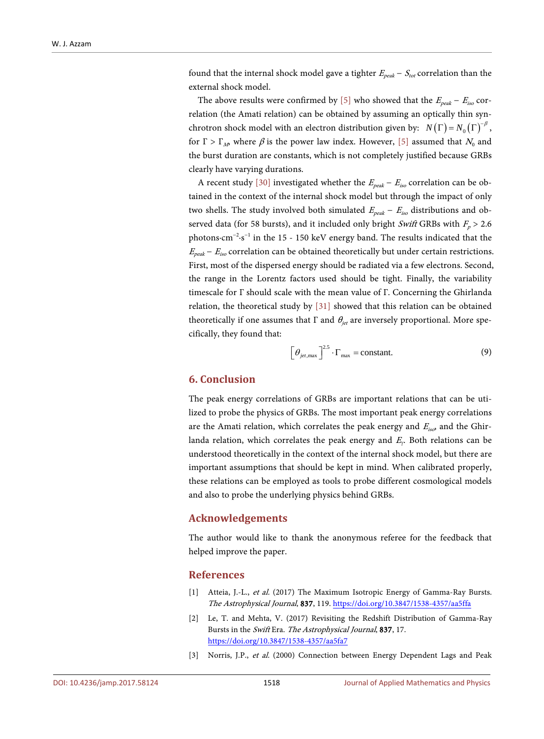found that the internal shock model gave a tighter $E_{peak} - S_{tot}$ correlation than the external shock model.

The above results were confirmed by [5] who showed that the $E_{peak} - E_{iso}$ correlation (the Amati relation) can be obtained by assuming an optically thin synchrotron shock model with an electron distribution given by: $N(\Gamma) = N_0(\Gamma)^{-\beta}$, for $\Gamma > \Gamma_M$, where $\beta$ is the power law index. However, [5] assumed that $N_0$ and the burst duration are constants, which is not completely justified because GRBs clearly have varying durations.

A recent study [30] investigated whether the $E_{peak} - E_{iso}$ correlation can be obtained in the context of the internal shock model but through the impact of only two shells. The study involved both simulated $E_{peak} - E_{iso}$ distributions and observed data (for 58 bursts), and it included only bright *Swift* GRBs with $F_p > 2.6$ photons·cm$^{-2}$·s$^{-1}$ in the 15 - 150 keV energy band. The results indicated that the $E_{peak} - E_{iso}$ correlation can be obtained theoretically but under certain restrictions. First, most of the dispersed energy should be radiated via a few electrons. Second, the range in the Lorentz factors used should be tight. Finally, the variability timescale for Γ should scale with the mean value of Γ. Concerning the Ghirlanda relation, the theoretical study by [31] showed that this relation can be obtained theoretically if one assumes that Γ and $\theta_{jet}$ are inversely proportional. More specifically, they found that:

$$\left[\theta_{jet,\max}\right]^{2.5} \cdot \Gamma_{\max} = \text{constant}. \tag{9}$$

## 6. Conclusion

The peak energy correlations of GRBs are important relations that can be utilized to probe the physics of GRBs. The most important peak energy correlations are the Amati relation, which correlates the peak energy and $E_{iso}$, and the Ghirlanda relation, which correlates the peak energy and $E_\gamma$. Both relations can be understood theoretically in the context of the internal shock model, but there are important assumptions that should be kept in mind. When calibrated properly, these relations can be employed as tools to probe different cosmological models and also to probe the underlying physics behind GRBs.

## Acknowledgements

The author would like to thank the anonymous referee for the feedback that helped improve the paper.

## References

[1] Atteia, J.-L., *et al.* (2017) The Maximum Isotropic Energy of Gamma-Ray Bursts. *The Astrophysical Journal*, **837**, 119. https://doi.org/10.3847/1538-4357/aa5ffa

[2] Le, T. and Mehta, V. (2017) Revisiting the Redshift Distribution of Gamma-Ray Bursts in the *Swift* Era. *The Astrophysical Journal*, **837**, 17. https://doi.org/10.3847/1538-4357/aa5fa7

[3] Norris, J.P., *et al.* (2000) Connection between Energy Dependent Lags and Peak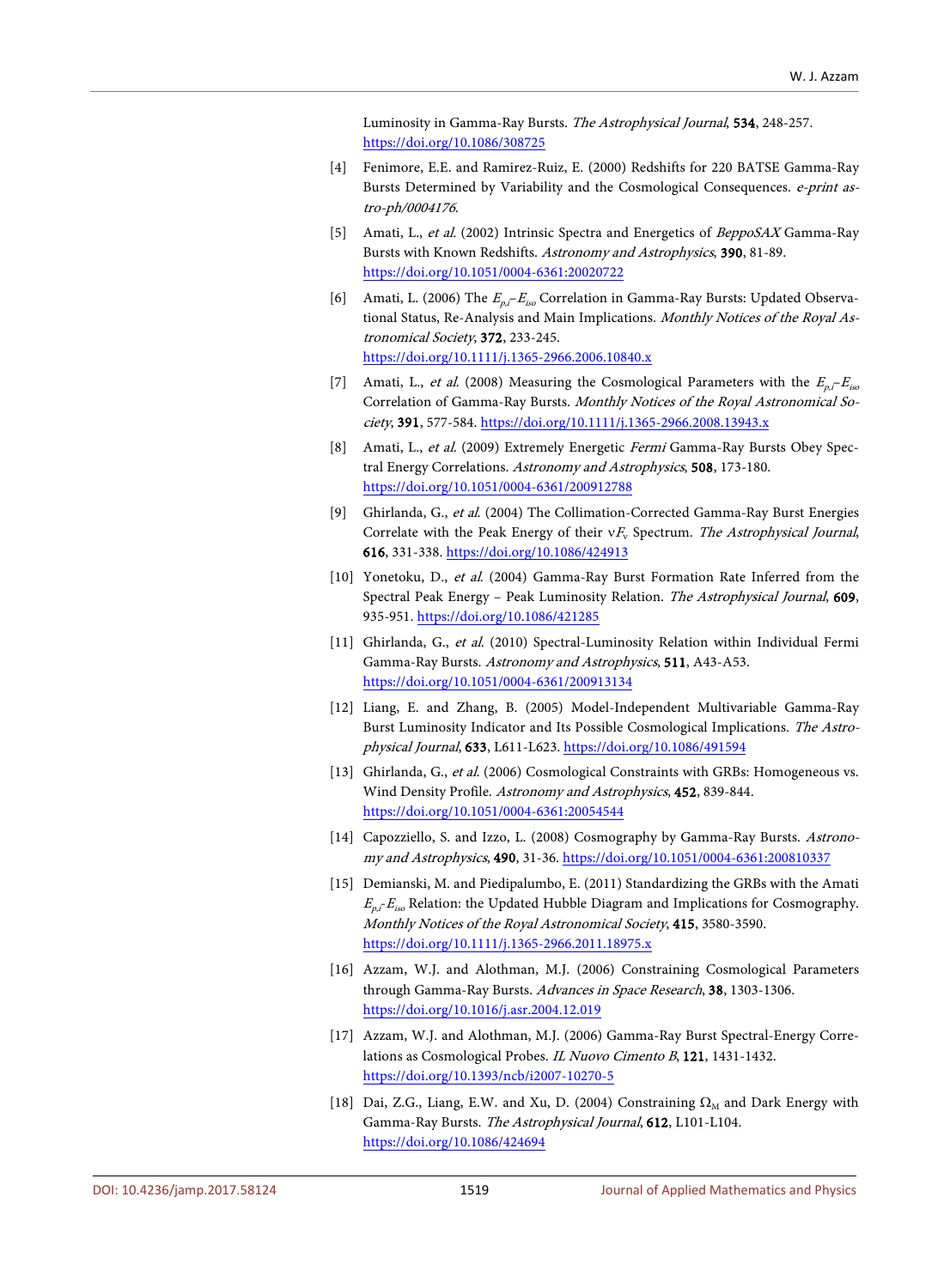Luminosity in Gamma-Ray Bursts. *The Astrophysical Journal*, **534**, 248-257. https://doi.org/10.1086/308725

[4] Fenimore, E.E. and Ramirez-Ruiz, E. (2000) Redshifts for 220 BATSE Gamma-Ray Bursts Determined by Variability and the Cosmological Consequences. *e-print astro-ph/0004176*.

[5] Amati, L., *et al.* (2002) Intrinsic Spectra and Energetics of *BeppoSAX* Gamma-Ray Bursts with Known Redshifts. *Astronomy and Astrophysics*, **390**, 81-89. https://doi.org/10.1051/0004-6361:20020722

[6] Amati, L. (2006) The $E_{p,i}$–$E_{iso}$ Correlation in Gamma-Ray Bursts: Updated Observational Status, Re-Analysis and Main Implications. *Monthly Notices of the Royal Astronomical Society*, **372**, 233-245. https://doi.org/10.1111/j.1365-2966.2006.10840.x

[7] Amati, L., *et al.* (2008) Measuring the Cosmological Parameters with the $E_{p,i}$–$E_{iso}$ Correlation of Gamma-Ray Bursts. *Monthly Notices of the Royal Astronomical Society*, **391**, 577-584. https://doi.org/10.1111/j.1365-2966.2008.13943.x

[8] Amati, L., *et al.* (2009) Extremely Energetic *Fermi* Gamma-Ray Bursts Obey Spectral Energy Correlations. *Astronomy and Astrophysics*, **508**, 173-180. https://doi.org/10.1051/0004-6361/200912788

[9] Ghirlanda, G., *et al.* (2004) The Collimation-Corrected Gamma-Ray Burst Energies Correlate with the Peak Energy of their $\nu F_\nu$ Spectrum. *The Astrophysical Journal*, **616**, 331-338. https://doi.org/10.1086/424913

[10] Yonetoku, D., *et al.* (2004) Gamma-Ray Burst Formation Rate Inferred from the Spectral Peak Energy – Peak Luminosity Relation. *The Astrophysical Journal*, **609**, 935-951. https://doi.org/10.1086/421285

[11] Ghirlanda, G., *et al.* (2010) Spectral-Luminosity Relation within Individual Fermi Gamma-Ray Bursts. *Astronomy and Astrophysics*, **511**, A43-A53. https://doi.org/10.1051/0004-6361/200913134

[12] Liang, E. and Zhang, B. (2005) Model-Independent Multivariable Gamma-Ray Burst Luminosity Indicator and Its Possible Cosmological Implications. *The Astrophysical Journal*, **633**, L611-L623. https://doi.org/10.1086/491594

[13] Ghirlanda, G., *et al.* (2006) Cosmological Constraints with GRBs: Homogeneous vs. Wind Density Profile. *Astronomy and Astrophysics*, **452**, 839-844. https://doi.org/10.1051/0004-6361:20054544

[14] Capozziello, S. and Izzo, L. (2008) Cosmography by Gamma-Ray Bursts. *Astronomy and Astrophysics*, **490**, 31-36. https://doi.org/10.1051/0004-6361:200810337

[15] Demianski, M. and Piedipalumbo, E. (2011) Standardizing the GRBs with the Amati $E_{p,i}$-$E_{iso}$ Relation: the Updated Hubble Diagram and Implications for Cosmography. *Monthly Notices of the Royal Astronomical Society*, **415**, 3580-3590. https://doi.org/10.1111/j.1365-2966.2011.18975.x

[16] Azzam, W.J. and Alothman, M.J. (2006) Constraining Cosmological Parameters through Gamma-Ray Bursts. *Advances in Space Research*, **38**, 1303-1306. https://doi.org/10.1016/j.asr.2004.12.019

[17] Azzam, W.J. and Alothman, M.J. (2006) Gamma-Ray Burst Spectral-Energy Correlations as Cosmological Probes. *IL Nuovo Cimento B*, **121**, 1431-1432. https://doi.org/10.1393/ncb/i2007-10270-5

[18] Dai, Z.G., Liang, E.W. and Xu, D. (2004) Constraining $\Omega_M$ and Dark Energy with Gamma-Ray Bursts. *The Astrophysical Journal*, **612**, L101-L104. https://doi.org/10.1086/424694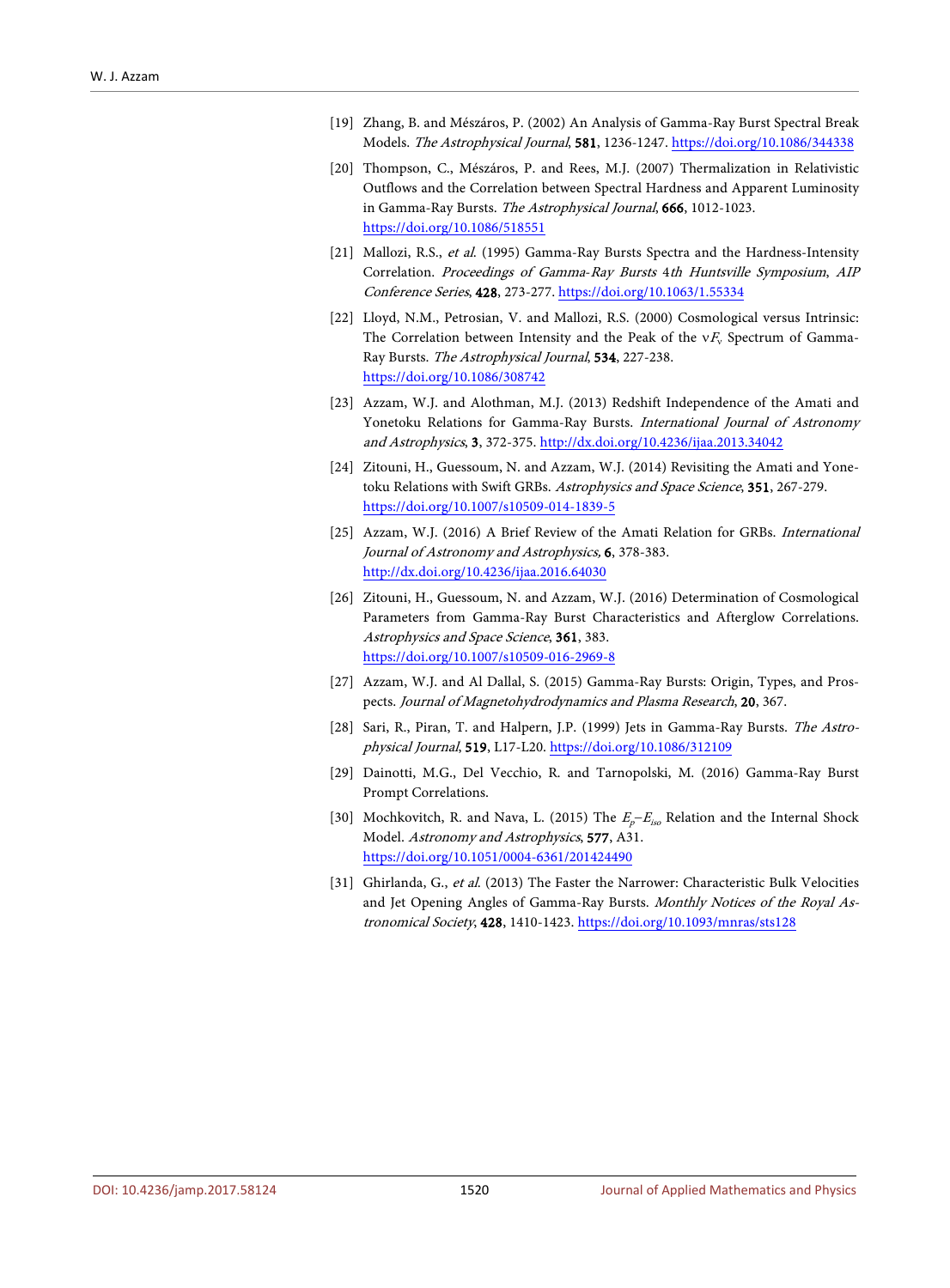[19] Zhang, B. and Mészáros, P. (2002) An Analysis of Gamma-Ray Burst Spectral Break Models. *The Astrophysical Journal*, **581**, 1236-1247. https://doi.org/10.1086/344338

[20] Thompson, C., Mészáros, P. and Rees, M.J. (2007) Thermalization in Relativistic Outflows and the Correlation between Spectral Hardness and Apparent Luminosity in Gamma-Ray Bursts. *The Astrophysical Journal*, **666**, 1012-1023. https://doi.org/10.1086/518551

[21] Mallozi, R.S., *et al*. (1995) Gamma-Ray Bursts Spectra and the Hardness-Intensity Correlation. *Proceedings of Gamma-Ray Bursts 4th Huntsville Symposium*, *AIP Conference Series*, **428**, 273-277. https://doi.org/10.1063/1.55334

[22] Lloyd, N.M., Petrosian, V. and Mallozi, R.S. (2000) Cosmological versus Intrinsic: The Correlation between Intensity and the Peak of the $\nu F_\nu$ Spectrum of Gamma-Ray Bursts. *The Astrophysical Journal*, **534**, 227-238. https://doi.org/10.1086/308742

[23] Azzam, W.J. and Alothman, M.J. (2013) Redshift Independence of the Amati and Yonetoku Relations for Gamma-Ray Bursts. *International Journal of Astronomy and Astrophysics*, **3**, 372-375. http://dx.doi.org/10.4236/ijaa.2013.34042

[24] Zitouni, H., Guessoum, N. and Azzam, W.J. (2014) Revisiting the Amati and Yonetoku Relations with Swift GRBs. *Astrophysics and Space Science*, **351**, 267-279. https://doi.org/10.1007/s10509-014-1839-5

[25] Azzam, W.J. (2016) A Brief Review of the Amati Relation for GRBs. *International Journal of Astronomy and Astrophysics*, **6**, 378-383. http://dx.doi.org/10.4236/ijaa.2016.64030

[26] Zitouni, H., Guessoum, N. and Azzam, W.J. (2016) Determination of Cosmological Parameters from Gamma-Ray Burst Characteristics and Afterglow Correlations. *Astrophysics and Space Science*, **361**, 383. https://doi.org/10.1007/s10509-016-2969-8

[27] Azzam, W.J. and Al Dallal, S. (2015) Gamma-Ray Bursts: Origin, Types, and Prospects. *Journal of Magnetohydrodynamics and Plasma Research*, **20**, 367.

[28] Sari, R., Piran, T. and Halpern, J.P. (1999) Jets in Gamma-Ray Bursts. *The Astrophysical Journal*, **519**, L17-L20. https://doi.org/10.1086/312109

[29] Dainotti, M.G., Del Vecchio, R. and Tarnopolski, M. (2016) Gamma-Ray Burst Prompt Correlations.

[30] Mochkovitch, R. and Nava, L. (2015) The $E_p$–$E_{iso}$ Relation and the Internal Shock Model. *Astronomy and Astrophysics*, **577**, A31. https://doi.org/10.1051/0004-6361/201424490

[31] Ghirlanda, G., *et al*. (2013) The Faster the Narrower: Characteristic Bulk Velocities and Jet Opening Angles of Gamma-Ray Bursts. *Monthly Notices of the Royal Astronomical Society*, **428**, 1410-1423. https://doi.org/10.1093/mnras/sts128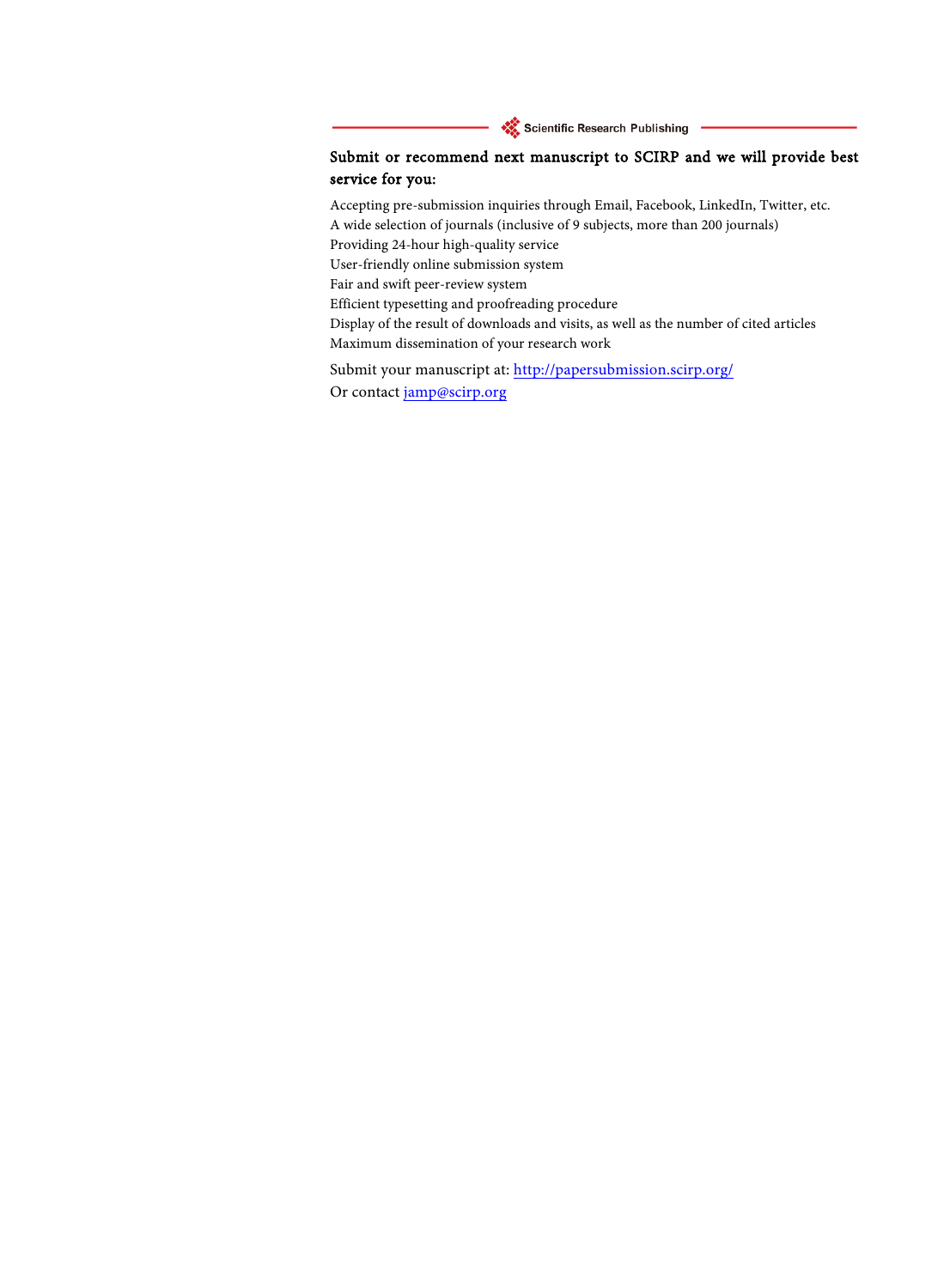Scientific Research Publishing

**Submit or recommend next manuscript to SCIRP and we will provide best service for you:**

Accepting pre-submission inquiries through Email, Facebook, LinkedIn, Twitter, etc.
A wide selection of journals (inclusive of 9 subjects, more than 200 journals)
Providing 24-hour high-quality service
User-friendly online submission system
Fair and swift peer-review system
Efficient typesetting and proofreading procedure
Display of the result of downloads and visits, as well as the number of cited articles
Maximum dissemination of your research work

Submit your manuscript at: http://papersubmission.scirp.org/
Or contact jamp@scirp.org